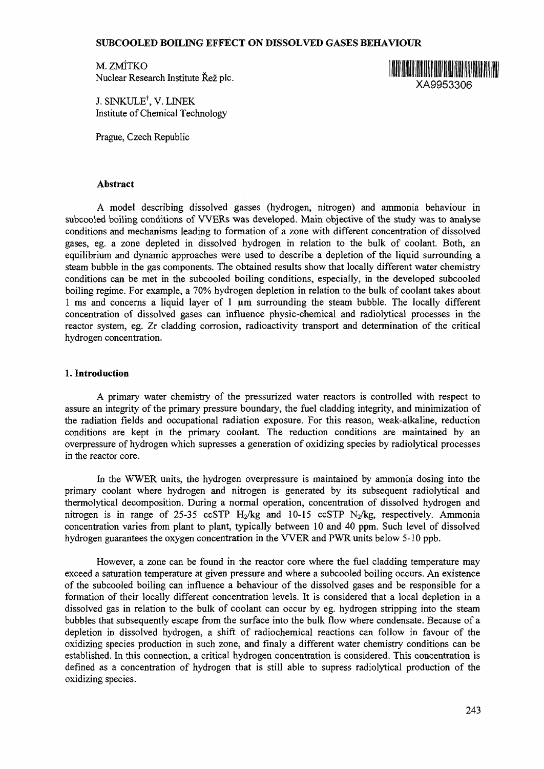# SUBCOOLED BOILING EFFECT ON DISSOLVED GASES BEHAVIOUR

M. ZMÍTKO
Nuclear Research Institute Řež plc.

XA9953306

J. SINKULE[†], V. LINEK
Institute of Chemical Technology

Prague, Czech Republic

## Abstract

A model describing dissolved gasses (hydrogen, nitrogen) and ammonia behaviour in subcooled boiling conditions of VVERs was developed. Main objective of the study was to analyse conditions and mechanisms leading to formation of a zone with different concentration of dissolved gases, eg. a zone depleted in dissolved hydrogen in relation to the bulk of coolant. Both, an equilibrium and dynamic approaches were used to describe a depletion of the liquid surrounding a steam bubble in the gas components. The obtained results show that locally different water chemistry conditions can be met in the subcooled boiling conditions, especially, in the developed subcooled boiling regime. For example, a 70% hydrogen depletion in relation to the bulk of coolant takes about 1 ms and concerns a liquid layer of 1 μm surrounding the steam bubble. The locally different concentration of dissolved gases can influence physic-chemical and radiolytical processes in the reactor system, eg. Zr cladding corrosion, radioactivity transport and determination of the critical hydrogen concentration.

## 1. Introduction

A primary water chemistry of the pressurized water reactors is controlled with respect to assure an integrity of the primary pressure boundary, the fuel cladding integrity, and minimization of the radiation fields and occupational radiation exposure. For this reason, weak-alkaline, reduction conditions are kept in the primary coolant. The reduction conditions are maintained by an overpressure of hydrogen which supresses a generation of oxidizing species by radiolytical processes in the reactor core.

In the WWER units, the hydrogen overpressure is maintained by ammonia dosing into the primary coolant where hydrogen and nitrogen is generated by its subsequent radiolytical and thermolytical decomposition. During a normal operation, concentration of dissolved hydrogen and nitrogen is in range of 25-35 ccSTP $H_2$/kg and 10-15 ccSTP $N_2$/kg, respectively. Ammonia concentration varies from plant to plant, typically between 10 and 40 ppm. Such level of dissolved hydrogen guarantees the oxygen concentration in the VVER and PWR units below 5-10 ppb.

However, a zone can be found in the reactor core where the fuel cladding temperature may exceed a saturation temperature at given pressure and where a subcooled boiling occurs. An existence of the subcooled boiling can influence a behaviour of the dissolved gases and be responsible for a formation of their locally different concentration levels. It is considered that a local depletion in a dissolved gas in relation to the bulk of coolant can occur by eg. hydrogen stripping into the steam bubbles that subsequently escape from the surface into the bulk flow where condensate. Because of a depletion in dissolved hydrogen, a shift of radiochemical reactions can follow in favour of the oxidizing species production in such zone, and finaly a different water chemistry conditions can be established. In this connection, a critical hydrogen concentration is considered. This concentration is defined as a concentration of hydrogen that is still able to supress radiolytical production of the oxidizing species.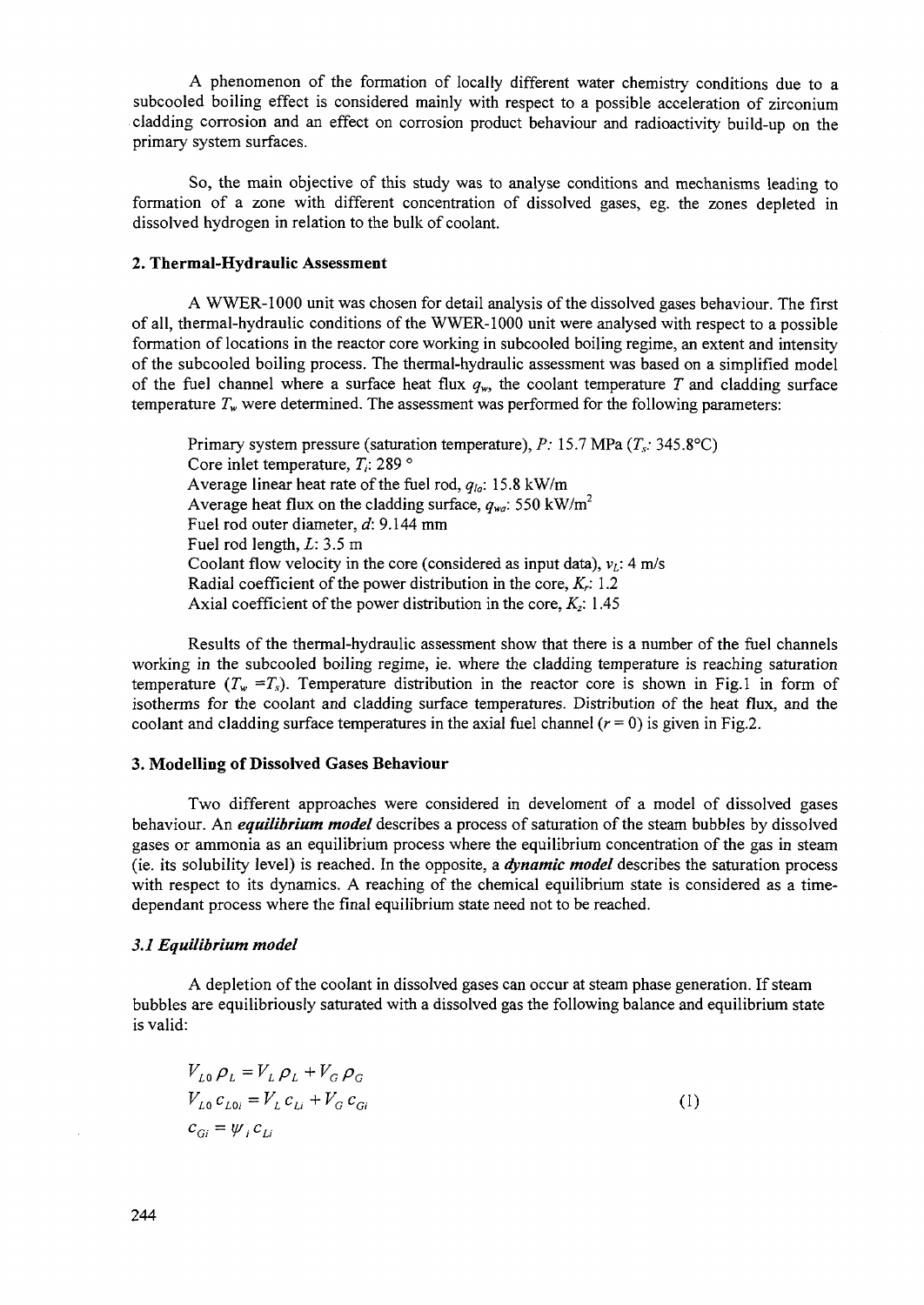A phenomenon of the formation of locally different water chemistry conditions due to a subcooled boiling effect is considered mainly with respect to a possible acceleration of zirconium cladding corrosion and an effect on corrosion product behaviour and radioactivity build-up on the primary system surfaces.

So, the main objective of this study was to analyse conditions and mechanisms leading to formation of a zone with different concentration of dissolved gases, eg. the zones depleted in dissolved hydrogen in relation to the bulk of coolant.

## 2. Thermal-Hydraulic Assessment

A WWER-1000 unit was chosen for detail analysis of the dissolved gases behaviour. The first of all, thermal-hydraulic conditions of the WWER-1000 unit were analysed with respect to a possible formation of locations in the reactor core working in subcooled boiling regime, an extent and intensity of the subcooled boiling process. The thermal-hydraulic assessment was based on a simplified model of the fuel channel where a surface heat flux $q_w$, the coolant temperature $T$ and cladding surface temperature $T_w$ were determined. The assessment was performed for the following parameters:

Primary system pressure (saturation temperature), $P$: 15.7 MPa ($T_s$: 345.8°C)
Core inlet temperature, $T_i$: 289 °
Average linear heat rate of the fuel rod, $q_{lo}$: 15.8 kW/m
Average heat flux on the cladding surface, $q_{wa}$: 550 kW/m$^2$
Fuel rod outer diameter, $d$: 9.144 mm
Fuel rod length, $L$: 3.5 m
Coolant flow velocity in the core (considered as input data), $v_L$: 4 m/s
Radial coefficient of the power distribution in the core, $K_r$: 1.2
Axial coefficient of the power distribution in the core, $K_z$: 1.45

Results of the thermal-hydraulic assessment show that there is a number of the fuel channels working in the subcooled boiling regime, ie. where the cladding temperature is reaching saturation temperature ($T_w = T_s$). Temperature distribution in the reactor core is shown in Fig.1 in form of isotherms for the coolant and cladding surface temperatures. Distribution of the heat flux, and the coolant and cladding surface temperatures in the axial fuel channel ($r = 0$) is given in Fig.2.

## 3. Modelling of Dissolved Gases Behaviour

Two different approaches were considered in develoment of a model of dissolved gases behaviour. An ***equilibrium model*** describes a process of saturation of the steam bubbles by dissolved gases or ammonia as an equilibrium process where the equilibrium concentration of the gas in steam (ie. its solubility level) is reached. In the opposite, a ***dynamic model*** describes the saturation process with respect to its dynamics. A reaching of the chemical equilibrium state is considered as a time-dependant process where the final equilibrium state need not to be reached.

### *3.1 Equilibrium model*

A depletion of the coolant in dissolved gases can occur at steam phase generation. If steam bubbles are equilibriously saturated with a dissolved gas the following balance and equilibrium state is valid:

$$
\begin{aligned}
V_{L0}\,\rho_L &= V_L\,\rho_L + V_G\,\rho_G \\
V_{L0}\,c_{L0i} &= V_L\,c_{Li} + V_G\,c_{Gi} \\
c_{Gi} &= \psi_i\,c_{Li}
\end{aligned}
\qquad (1)
$$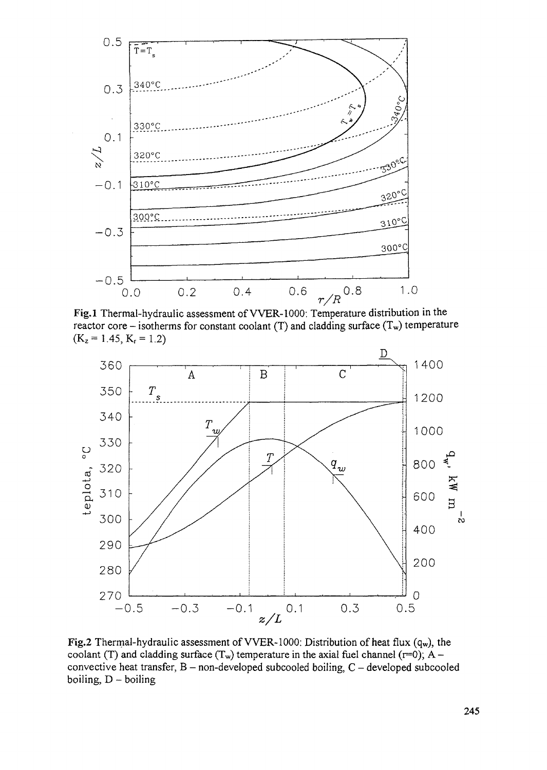**Fig.1** Thermal-hydraulic assessment of VVER-1000: Temperature distribution in the reactor core – isotherms for constant coolant (T) and cladding surface ($T_w$) temperature ($K_z = 1.45$, $K_r = 1.2$)

**Fig.2** Thermal-hydraulic assessment of VVER-1000: Distribution of heat flux ($q_w$), the coolant (T) and cladding surface ($T_w$) temperature in the axial fuel channel (r=0); A – convective heat transfer, B – non-developed subcooled boiling, C – developed subcooled boiling, D – boiling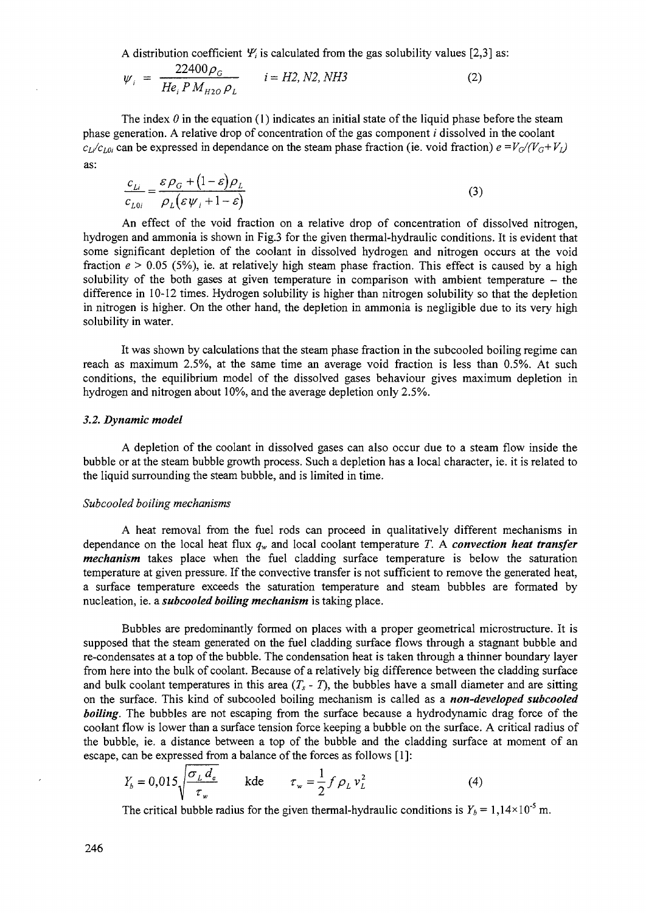A distribution coefficient $\Psi_i$ is calculated from the gas solubility values [2,3] as:

$$\psi_i = \frac{22400\rho_G}{He_i \, P \, M_{H2O} \, \rho_L} \qquad i = H2, N2, NH3 \tag{2}$$

The index $0$ in the equation (1) indicates an initial state of the liquid phase before the steam phase generation. A relative drop of concentration of the gas component $i$ dissolved in the coolant $c_{Li}/c_{L0i}$ can be expressed in dependance on the steam phase fraction (ie. void fraction) $e = V_G/(V_G + V_L)$ as:

$$\frac{c_{Li}}{c_{L0i}} = \frac{\varepsilon\rho_G + (1-\varepsilon)\rho_L}{\rho_L(\varepsilon\psi_i + 1 - \varepsilon)} \tag{3}$$

An effect of the void fraction on a relative drop of concentration of dissolved nitrogen, hydrogen and ammonia is shown in Fig.3 for the given thermal-hydraulic conditions. It is evident that some significant depletion of the coolant in dissolved hydrogen and nitrogen occurs at the void fraction $e > 0.05$ (5%), ie. at relatively high steam phase fraction. This effect is caused by a high solubility of the both gases at given temperature in comparison with ambient temperature – the difference in 10-12 times. Hydrogen solubility is higher than nitrogen solubility so that the depletion in nitrogen is higher. On the other hand, the depletion in ammonia is negligible due to its very high solubility in water.

It was shown by calculations that the steam phase fraction in the subcooled boiling regime can reach as maximum 2.5%, at the same time an average void fraction is less than 0.5%. At such conditions, the equilibrium model of the dissolved gases behaviour gives maximum depletion in hydrogen and nitrogen about 10%, and the average depletion only 2.5%.

### *3.2. Dynamic model*

A depletion of the coolant in dissolved gases can also occur due to a steam flow inside the bubble or at the steam bubble growth process. Such a depletion has a local character, ie. it is related to the liquid surrounding the steam bubble, and is limited in time.

*Subcooled boiling mechanisms*

A heat removal from the fuel rods can proceed in qualitatively different mechanisms in dependance on the local heat flux $q_w$ and local coolant temperature $T$. A ***convection heat transfer mechanism*** takes place when the fuel cladding surface temperature is below the saturation temperature at given pressure. If the convective transfer is not sufficient to remove the generated heat, a surface temperature exceeds the saturation temperature and steam bubbles are formated by nucleation, ie. a ***subcooled boiling mechanism*** is taking place.

Bubbles are predominantly formed on places with a proper geometrical microstructure. It is supposed that the steam generated on the fuel cladding surface flows through a stagnant bubble and re-condensates at a top of the bubble. The condensation heat is taken through a thinner boundary layer from here into the bulk of coolant. Because of a relatively big difference between the cladding surface and bulk coolant temperatures in this area ($T_s - T$), the bubbles have a small diameter and are sitting on the surface. This kind of subcooled boiling mechanism is called as a ***non-developed subcooled boiling***. The bubbles are not escaping from the surface because a hydrodynamic drag force of the coolant flow is lower than a surface tension force keeping a bubble on the surface. A critical radius of the bubble, ie. a distance between a top of the bubble and the cladding surface at moment of an escape, can be expressed from a balance of the forces as follows [1]:

$$Y_b = 0{,}015\sqrt{\frac{\sigma_L d_e}{\tau_w}} \qquad \text{kde} \qquad \tau_w = \frac{1}{2} f \rho_L v_L^2 \tag{4}$$

The critical bubble radius for the given thermal-hydraulic conditions is $Y_b = 1{,}14\times10^{-5}$ m.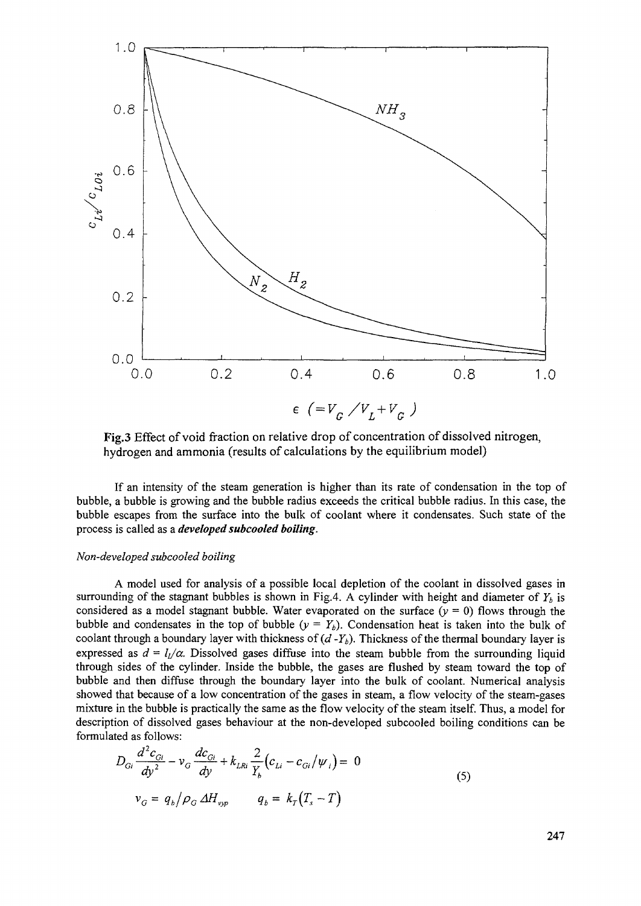**Fig.3** Effect of void fraction on relative drop of concentration of dissolved nitrogen, hydrogen and ammonia (results of calculations by the equilibrium model)

If an intensity of the steam generation is higher than its rate of condensation in the top of bubble, a bubble is growing and the bubble radius exceeds the critical bubble radius. In this case, the bubble escapes from the surface into the bulk of coolant where it condensates. Such state of the process is called as a ***developed subcooled boiling***.

*Non-developed subcooled boiling*

A model used for analysis of a possible local depletion of the coolant in dissolved gases in surrounding of the stagnant bubbles is shown in Fig.4. A cylinder with height and diameter of $Y_b$ is considered as a model stagnant bubble. Water evaporated on the surface ($y = 0$) flows through the bubble and condensates in the top of bubble ($y = Y_b$). Condensation heat is taken into the bulk of coolant through a boundary layer with thickness of ($d - Y_b$). Thickness of the thermal boundary layer is expressed as $d = l_t/\alpha$. Dissolved gases diffuse into the steam bubble from the surrounding liquid through sides of the cylinder. Inside the bubble, the gases are flushed by steam toward the top of bubble and then diffuse through the boundary layer into the bulk of coolant. Numerical analysis showed that because of a low concentration of the gases in steam, a flow velocity of the steam-gases mixture in the bubble is practically the same as the flow velocity of the steam itself. Thus, a model for description of dissolved gases behaviour at the non-developed subcooled boiling conditions can be formulated as follows:

$$D_{Gi}\frac{d^2 c_{Gi}}{dy^2} - v_G \frac{dc_{Gi}}{dy} + k_{LRi}\frac{2}{Y_b}\left(c_{Li} - c_{Gi}/\psi_i\right) = 0 \tag{5}$$

$$v_G = q_b/\rho_G \Delta H_{vyp} \qquad q_b = k_T\left(T_s - T\right)$$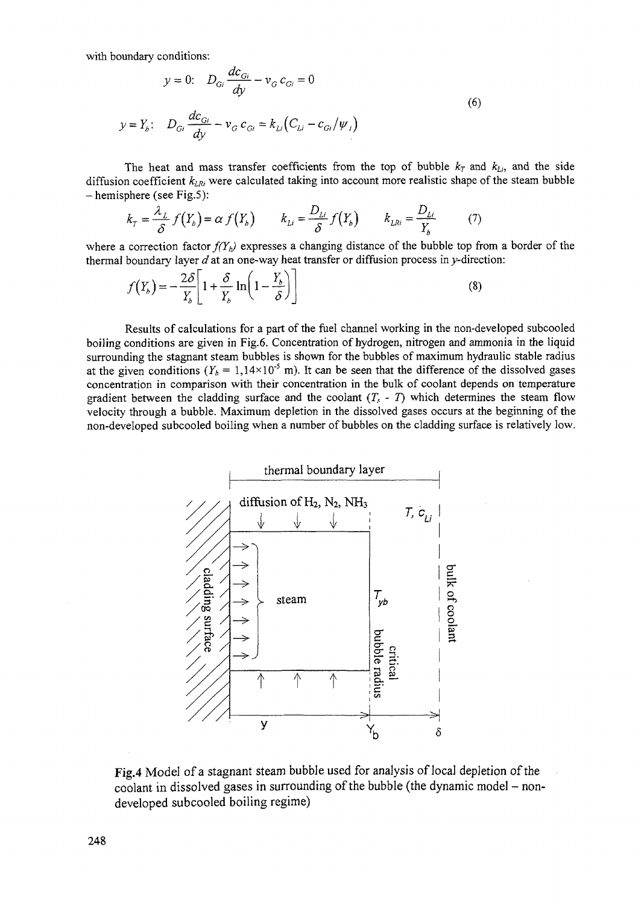with boundary conditions:

$$y = 0: \quad D_{Gi} \frac{dc_{Gi}}{dy} - v_G \, c_{Gi} = 0$$

$$y = Y_b: \quad D_{Gi} \frac{dc_{Gi}}{dy} - v_G \, c_{Gi} = k_{Li} \left( C_{Li} - c_{Gi} / \psi_i \right) \tag{6}$$

The heat and mass transfer coefficients from the top of bubble $k_T$ and $k_{Li}$, and the side diffusion coefficient $k_{LRi}$ were calculated taking into account more realistic shape of the steam bubble – hemisphere (see Fig.5):

$$k_T = \frac{\lambda_L}{\delta} f(Y_b) = \alpha \, f(Y_b) \qquad k_{Li} = \frac{D_{Li}}{\delta} f(Y_b) \qquad k_{LRi} = \frac{D_{Li}}{Y_b} \tag{7}$$

where a correction factor $f(Y_b)$ expresses a changing distance of the bubble top from a border of the thermal boundary layer $d$ at an one-way heat transfer or diffusion process in $y$-direction:

$$f(Y_b) = -\frac{2\delta}{Y_b} \left[ 1 + \frac{\delta}{Y_b} \ln\left( 1 - \frac{Y_b}{\delta} \right) \right] \tag{8}$$

Results of calculations for a part of the fuel channel working in the non-developed subcooled boiling conditions are given in Fig.6. Concentration of hydrogen, nitrogen and ammonia in the liquid surrounding the stagnant steam bubbles is shown for the bubbles of maximum hydraulic stable radius at the given conditions ($Y_b$ = 1,14×10$^{-5}$ m). It can be seen that the difference of the dissolved gases concentration in comparison with their concentration in the bulk of coolant depends on temperature gradient between the cladding surface and the coolant ($T_s$ - $T$) which determines the steam flow velocity through a bubble. Maximum depletion in the dissolved gases occurs at the beginning of the non-developed subcooled boiling when a number of bubbles on the cladding surface is relatively low.

**Fig.4** Model of a stagnant steam bubble used for analysis of local depletion of the coolant in dissolved gases in surrounding of the bubble (the dynamic model – non-developed subcooled boiling regime)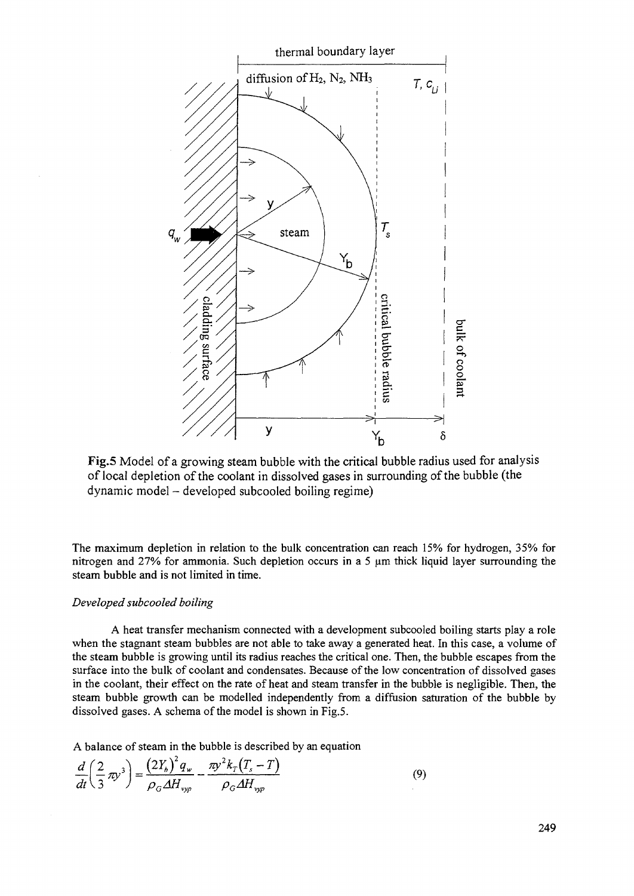**Fig.5** Model of a growing steam bubble with the critical bubble radius used for analysis of local depletion of the coolant in dissolved gases in surrounding of the bubble (the dynamic model – developed subcooled boiling regime)

The maximum depletion in relation to the bulk concentration can reach 15% for hydrogen, 35% for nitrogen and 27% for ammonia. Such depletion occurs in a 5 μm thick liquid layer surrounding the steam bubble and is not limited in time.

*Developed subcooled boiling*

A heat transfer mechanism connected with a development subcooled boiling starts play a role when the stagnant steam bubbles are not able to take away a generated heat. In this case, a volume of the steam bubble is growing until its radius reaches the critical one. Then, the bubble escapes from the surface into the bulk of coolant and condensates. Because of the low concentration of dissolved gases in the coolant, their effect on the rate of heat and steam transfer in the bubble is negligible. Then, the steam bubble growth can be modelled independently from a diffusion saturation of the bubble by dissolved gases. A schema of the model is shown in Fig.5.

A balance of steam in the bubble is described by an equation

$$\frac{d}{dt}\left(\frac{2}{3}\pi y^3\right) = \frac{(2Y_b)^2 q_w}{\rho_G \Delta H_{vyp}} - \frac{\pi y^2 k_T (T_s - T)}{\rho_G \Delta H_{vyp}} \qquad (9)$$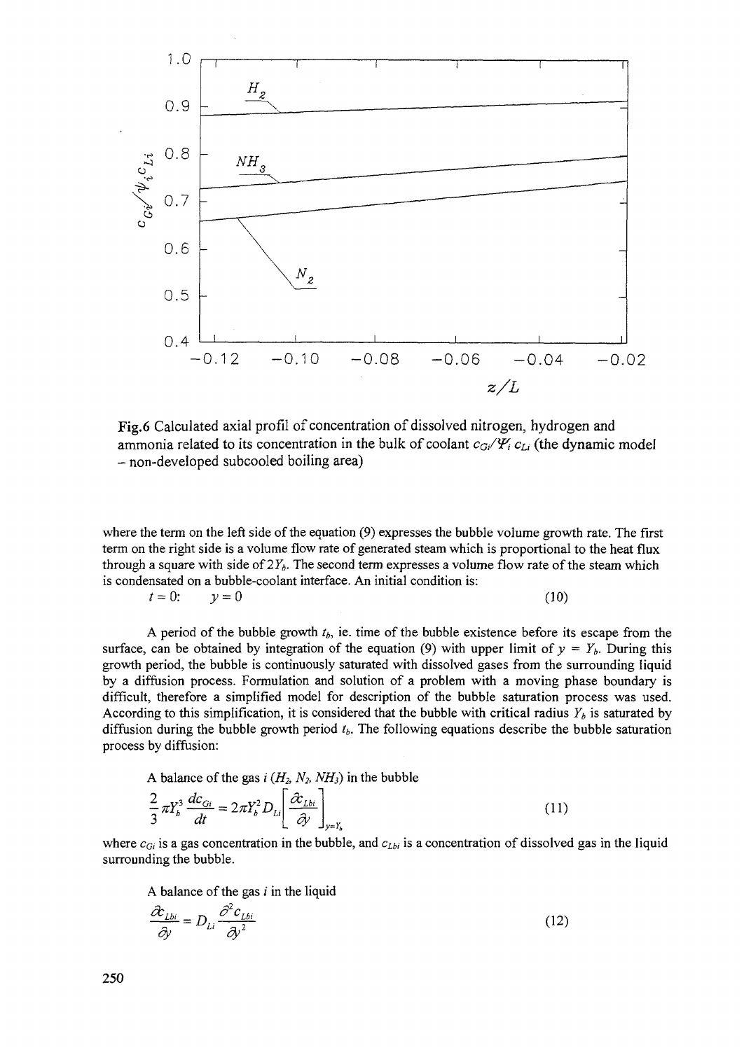Fig.6 Calculated axial profil of concentration of dissolved nitrogen, hydrogen and ammonia related to its concentration in the bulk of coolant $c_{Gi}/\Psi_i c_{Li}$ (the dynamic model – non-developed subcooled boiling area)

where the term on the left side of the equation (9) expresses the bubble volume growth rate. The first term on the right side is a volume flow rate of generated steam which is proportional to the heat flux through a square with side of $2Y_b$. The second term expresses a volume flow rate of the steam which is condensated on a bubble-coolant interface. An initial condition is:

$$t = 0: \qquad y = 0 \tag{10}$$

A period of the bubble growth $t_b$, ie. time of the bubble existence before its escape from the surface, can be obtained by integration of the equation (9) with upper limit of $y = Y_b$. During this growth period, the bubble is continuously saturated with dissolved gases from the surrounding liquid by a diffusion process. Formulation and solution of a problem with a moving phase boundary is difficult, therefore a simplified model for description of the bubble saturation process was used. According to this simplification, it is considered that the bubble with critical radius $Y_b$ is saturated by diffusion during the bubble growth period $t_b$. The following equations describe the bubble saturation process by diffusion:

A balance of the gas $i$ ($H_2$, $N_2$, $NH_3$) in the bubble

$$\frac{2}{3}\pi Y_b^3 \frac{dc_{Gi}}{dt} = 2\pi Y_b^2 D_{Li}\left[\frac{\partial c_{Lbi}}{\partial y}\right]_{y=Y_b} \tag{11}$$

where $c_{Gi}$ is a gas concentration in the bubble, and $c_{Lbi}$ is a concentration of dissolved gas in the liquid surrounding the bubble.

A balance of the gas $i$ in the liquid

$$\frac{\partial c_{Lbi}}{\partial y} = D_{Li}\frac{\partial^2 c_{Lbi}}{\partial y^2} \tag{12}$$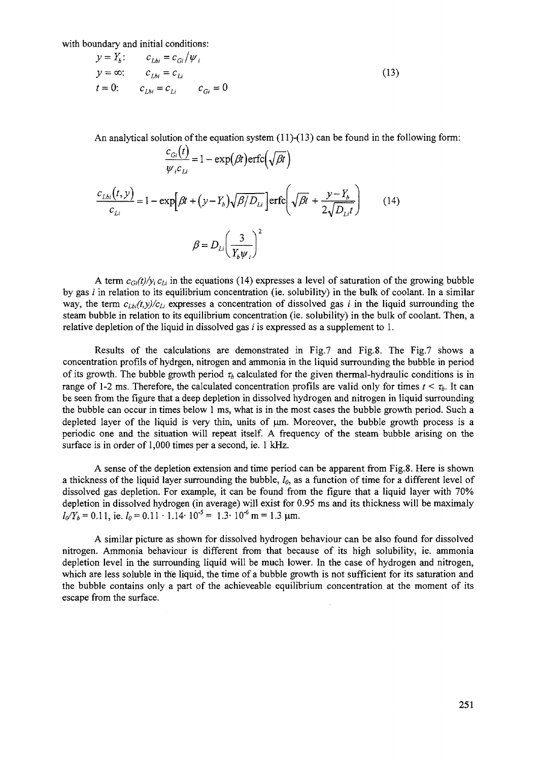with boundary and initial conditions:

$$
\begin{aligned}
&y = Y_b: \quad && c_{Lbi} = c_{Gi} / \psi_i \\
&y = \infty: \quad && c_{Lbi} = c_{Li} \\
&t = 0: \quad && c_{Lbi} = c_{Li} \qquad c_{Gi} = 0
\end{aligned}
\tag{13}
$$

An analytical solution of the equation system (11)-(13) can be found in the following form:

$$
\frac{c_{Gi}(t)}{\psi_i c_{Li}} = 1 - \exp(\beta t)\operatorname{erfc}\left(\sqrt{\beta t}\right)
$$

$$
\frac{c_{Lbi}(t,y)}{c_{Li}} = 1 - \exp\left[\beta t + (y - Y_b)\sqrt{\beta / D_{Li}}\right]\operatorname{erfc}\left(\sqrt{\beta t} + \frac{y - Y_b}{2\sqrt{D_{Li} t}}\right) \tag{14}
$$

$$
\beta = D_{Li}\left(\frac{3}{Y_b \psi_i}\right)^2
$$

A term $c_{Gi}(t)/\psi_i c_{Li}$ in the equations (14) expresses a level of saturation of the growing bubble by gas $i$ in relation to its equilibrium concentration (ie. solubility) in the bulk of coolant. In a similar way, the term $c_{Lbi}(t,y)/c_{Li}$ expresses a concentration of dissolved gas $i$ in the liquid surrounding the steam bubble in relation to its equilibrium concentration (ie. solubility) in the bulk of coolant. Then, a relative depletion of the liquid in dissolved gas $i$ is expressed as a supplement to 1.

Results of the calculations are demonstrated in Fig.7 and Fig.8. The Fig.7 shows a concentration profils of hydrgen, nitrogen and ammonia in the liquid surrounding the bubble in period of its growth. The bubble growth period $\tau_b$ calculated for the given thermal-hydraulic conditions is in range of 1-2 ms. Therefore, the calculated concentration profils are valid only for times $t < \tau_b$. It can be seen from the figure that a deep depletion in dissolved hydrogen and nitrogen in liquid surrounding the bubble can occur in times below 1 ms, what is in the most cases the bubble growth period. Such a depleted layer of the liquid is very thin, units of μm. Moreover, the bubble growth process is a periodic one and the situation will repeat itself. A frequency of the steam bubble arising on the surface is in order of 1,000 times per a second, ie. 1 kHz.

A sense of the depletion extension and time period can be apparent from Fig.8. Here is shown a thickness of the liquid layer surrounding the bubble, $l_0$, as a function of time for a different level of dissolved gas depletion. For example, it can be found from the figure that a liquid layer with 70% depletion in dissolved hydrogen (in average) will exist for 0.95 ms and its thickness will be maximaly $l_0/Y_b = 0.11$, ie. $l_0 = 0.11 \cdot 1.14 \cdot 10^{-5} = 1.3 \cdot 10^{-6}$ m = 1.3 μm.

A similar picture as shown for dissolved hydrogen behaviour can be also found for dissolved nitrogen. Ammonia behaviour is different from that because of its high solubility, ie. ammonia depletion level in the surrounding liquid will be much lower. In the case of hydrogen and nitrogen, which are less soluble in the liquid, the time of a bubble growth is not sufficient for its saturation and the bubble contains only a part of the achieveable equilibrium concentration at the moment of its escape from the surface.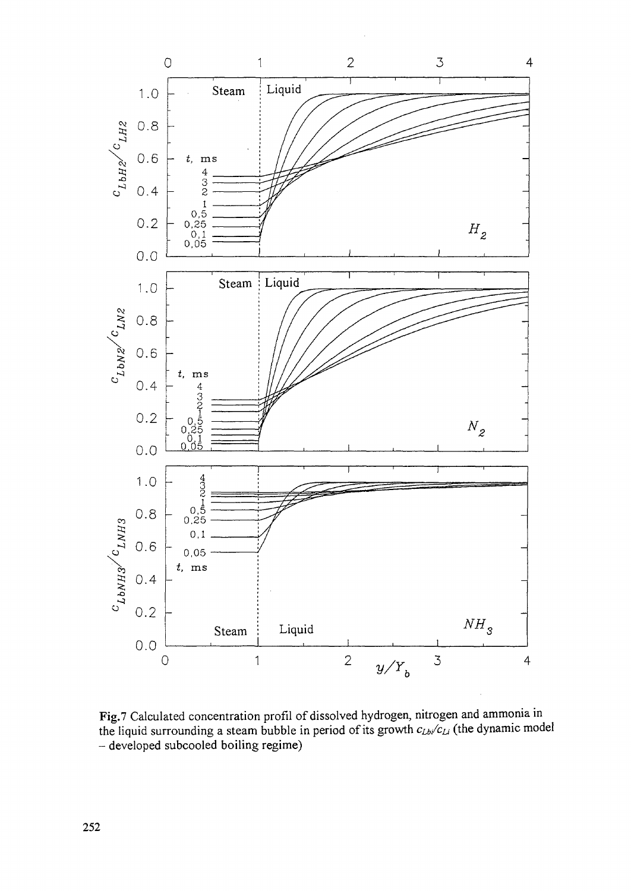**Fig.7** Calculated concentration profil of dissolved hydrogen, nitrogen and ammonia in the liquid surrounding a steam bubble in period of its growth $c_{Lbi}/c_{Li}$ (the dynamic model – developed subcooled boiling regime)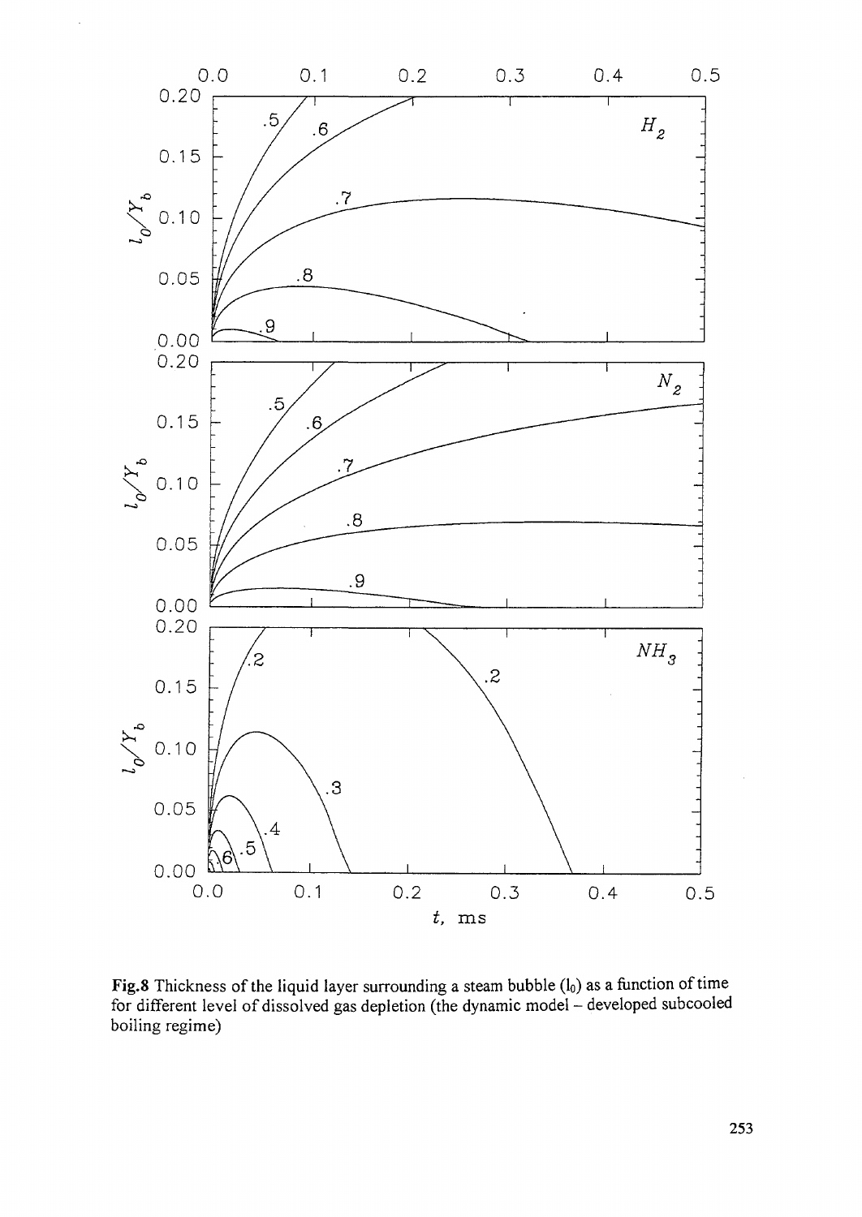**Fig.8** Thickness of the liquid layer surrounding a steam bubble ($l_0$) as a function of time for different level of dissolved gas depletion (the dynamic model – developed subcooled boiling regime)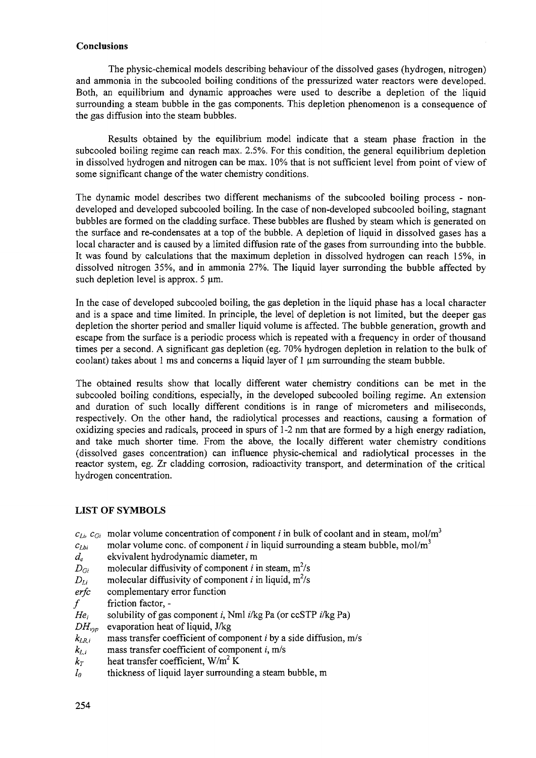## Conclusions

The physic-chemical models describing behaviour of the dissolved gases (hydrogen, nitrogen) and ammonia in the subcooled boiling conditions of the pressurized water reactors were developed. Both, an equilibrium and dynamic approaches were used to describe a depletion of the liquid surrounding a steam bubble in the gas components. This depletion phenomenon is a consequence of the gas diffusion into the steam bubbles.

Results obtained by the equilibrium model indicate that a steam phase fraction in the subcooled boiling regime can reach max. 2.5%. For this condition, the general equilibrium depletion in dissolved hydrogen and nitrogen can be max. 10% that is not sufficient level from point of view of some significant change of the water chemistry conditions.

The dynamic model describes two different mechanisms of the subcooled boiling process - non-developed and developed subcooled boiling. In the case of non-developed subcooled boiling, stagnant bubbles are formed on the cladding surface. These bubbles are flushed by steam which is generated on the surface and re-condensates at a top of the bubble. A depletion of liquid in dissolved gases has a local character and is caused by a limited diffusion rate of the gases from surrounding into the bubble. It was found by calculations that the maximum depletion in dissolved hydrogen can reach 15%, in dissolved nitrogen 35%, and in ammonia 27%. The liquid layer surronding the bubble affected by such depletion level is approx. 5 μm.

In the case of developed subcooled boiling, the gas depletion in the liquid phase has a local character and is a space and time limited. In principle, the level of depletion is not limited, but the deeper gas depletion the shorter period and smaller liquid volume is affected. The bubble generation, growth and escape from the surface is a periodic process which is repeated with a frequency in order of thousand times per a second. A significant gas depletion (eg. 70% hydrogen depletion in relation to the bulk of coolant) takes about 1 ms and concerns a liquid layer of 1 μm surrounding the steam bubble.

The obtained results show that locally different water chemistry conditions can be met in the subcooled boiling conditions, especially, in the developed subcooled boiling regime. An extension and duration of such locally different conditions is in range of micrometers and miliseconds, respectively. On the other hand, the radiolytical processes and reactions, causing a formation of oxidizing species and radicals, proceed in spurs of 1-2 nm that are formed by a high energy radiation, and take much shorter time. From the above, the locally different water chemistry conditions (dissolved gases concentration) can influence physic-chemical and radiolytical processes in the reactor system, eg. Zr cladding corrosion, radioactivity transport, and determination of the critical hydrogen concentration.

## LIST OF SYMBOLS

- $c_{Li}$, $c_{Gi}$ molar volume concentration of component $i$ in bulk of coolant and in steam, mol/m$^3$
- $c_{Lbi}$ molar volume conc. of component $i$ in liquid surrounding a steam bubble, mol/m$^3$
- $d_e$ ekvivalent hydrodynamic diameter, m
- $D_{Gi}$ molecular diffusivity of component $i$ in steam, m$^2$/s
- $D_{Li}$ molecular diffusivity of component $i$ in liquid, m$^2$/s
- $erfc$ complementary error function
- $f$ friction factor, -
- $He_i$ solubility of gas component $i$, Nml $i$/kg Pa (or ccSTP $i$/kg Pa)
- $DH_{vyp}$ evaporation heat of liquid, J/kg
- $k_{LR,i}$ mass transfer coefficient of component $i$ by a side diffusion, m/s
- $k_{L,i}$ mass transfer coefficient of component $i$, m/s
- $k_T$ heat transfer coefficient, W/m$^2$ K
- $l_0$ thickness of liquid layer surrounding a steam bubble, m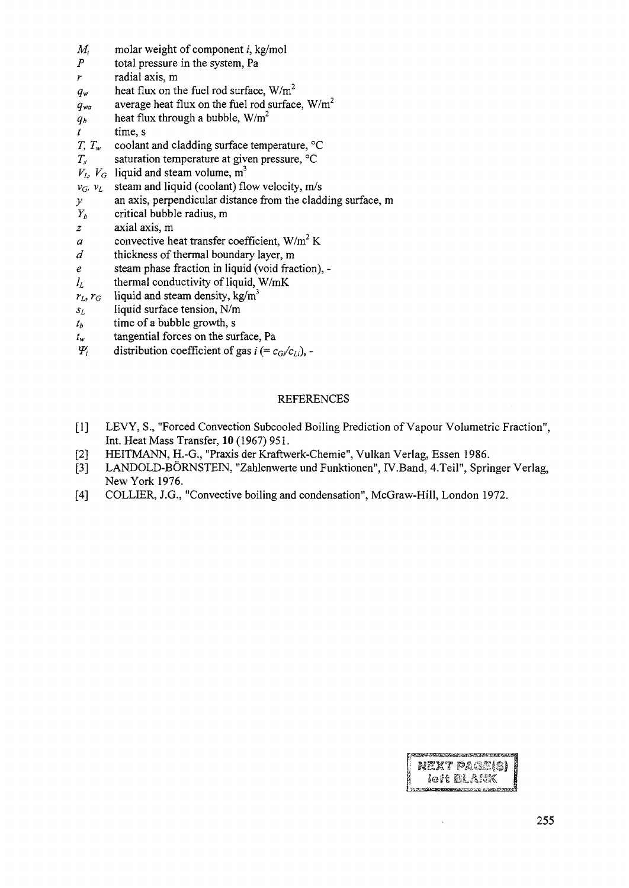| | |
|---|---|
| $M_i$ | molar weight of component $i$, kg/mol |
| $P$ | total pressure in the system, Pa |
| $r$ | radial axis, m |
| $q_w$ | heat flux on the fuel rod surface, W/m$^2$ |
| $q_{wa}$ | average heat flux on the fuel rod surface, W/m$^2$ |
| $q_b$ | heat flux through a bubble, W/m$^2$ |
| $t$ | time, s |
| $T$, $T_w$ | coolant and cladding surface temperature, °C |
| $T_s$ | saturation temperature at given pressure, °C |
| $V_L$, $V_G$ | liquid and steam volume, m$^3$ |
| $v_G$, $v_L$ | steam and liquid (coolant) flow velocity, m/s |
| $y$ | an axis, perpendicular distance from the cladding surface, m |
| $Y_b$ | critical bubble radius, m |
| $z$ | axial axis, m |
| $a$ | convective heat transfer coefficient, W/m$^2$ K |
| $d$ | thickness of thermal boundary layer, m |
| $e$ | steam phase fraction in liquid (void fraction), - |
| $l_L$ | thermal conductivity of liquid, W/mK |
| $r_L$, $r_G$ | liquid and steam density, kg/m$^3$ |
| $s_L$ | liquid surface tension, N/m |
| $t_b$ | time of a bubble growth, s |
| $t_w$ | tangential forces on the surface, Pa |
| $\Psi_i$ | distribution coefficient of gas $i$ ($= c_{Gi}/c_{Li}$), - |

## REFERENCES

[1] LEVY, S., "Forced Convection Subcooled Boiling Prediction of Vapour Volumetric Fraction", Int. Heat Mass Transfer, **10** (1967) 951.

[2] HEITMANN, H.-G., "Praxis der Kraftwerk-Chemie", Vulkan Verlag, Essen 1986.

[3] LANDOLD-BÖRNSTEIN, "Zahlenwerte und Funktionen", IV.Band, 4.Teil", Springer Verlag, New York 1976.

[4] COLLIER, J.G., "Convective boiling and condensation", McGraw-Hill, London 1972.

NEXT PAGE(S) left BLANK